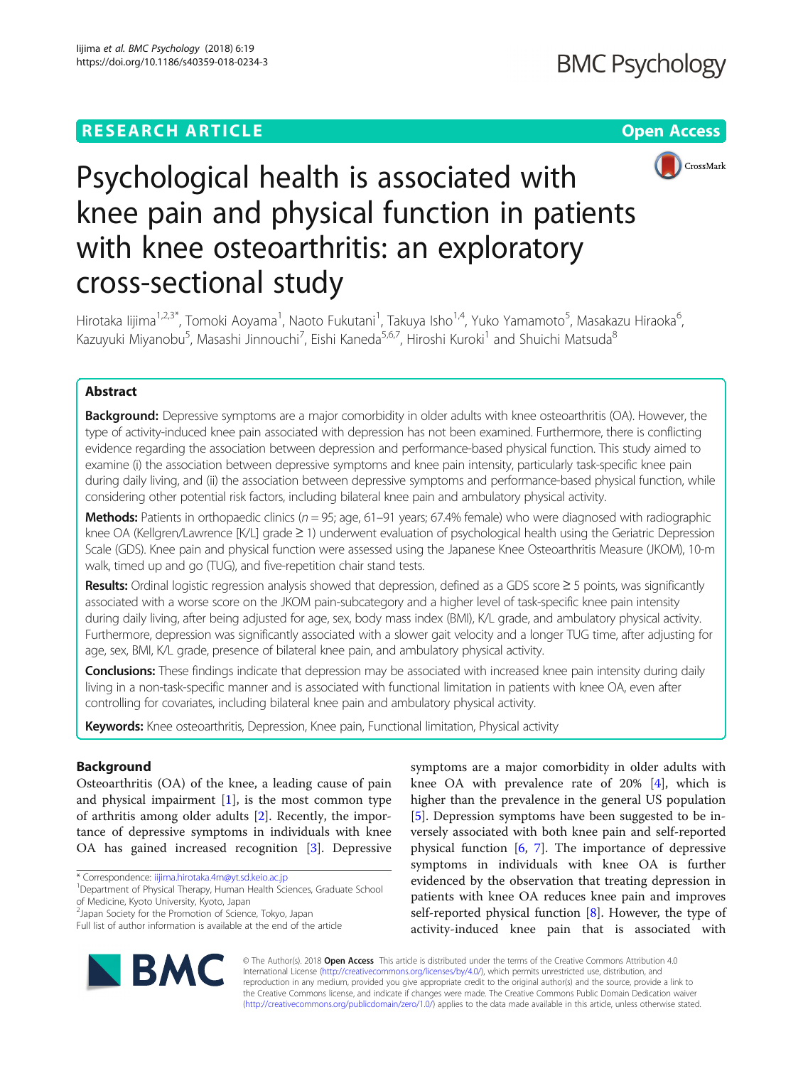**RESEARCH ARTICLE** **Open Access**

# Psychological health is associated with knee pain and physical function in patients with knee osteoarthritis: an exploratory cross-sectional study

Hirotaka Iijima[1,2,3*], Tomoki Aoyama[1], Naoto Fukutani[1], Takuya Isho[1,4], Yuko Yamamoto[5], Masakazu Hiraoka[6], Kazuyuki Miyanobu[5], Masashi Jinnouchi[7], Eishi Kaneda[5,6,7], Hiroshi Kuroki[1] and Shuichi Matsuda[8]

## Abstract

**Background:** Depressive symptoms are a major comorbidity in older adults with knee osteoarthritis (OA). However, the type of activity-induced knee pain associated with depression has not been examined. Furthermore, there is conflicting evidence regarding the association between depression and performance-based physical function. This study aimed to examine (i) the association between depressive symptoms and knee pain intensity, particularly task-specific knee pain during daily living, and (ii) the association between depressive symptoms and performance-based physical function, while considering other potential risk factors, including bilateral knee pain and ambulatory physical activity.

**Methods:** Patients in orthopaedic clinics ($n = 95$; age, 61–91 years; 67.4% female) who were diagnosed with radiographic knee OA (Kellgren/Lawrence [K/L] grade ≥ 1) underwent evaluation of psychological health using the Geriatric Depression Scale (GDS). Knee pain and physical function were assessed using the Japanese Knee Osteoarthritis Measure (JKOM), 10-m walk, timed up and go (TUG), and five-repetition chair stand tests.

**Results:** Ordinal logistic regression analysis showed that depression, defined as a GDS score ≥ 5 points, was significantly associated with a worse score on the JKOM pain-subcategory and a higher level of task-specific knee pain intensity during daily living, after being adjusted for age, sex, body mass index (BMI), K/L grade, and ambulatory physical activity. Furthermore, depression was significantly associated with a slower gait velocity and a longer TUG time, after adjusting for age, sex, BMI, K/L grade, presence of bilateral knee pain, and ambulatory physical activity.

**Conclusions:** These findings indicate that depression may be associated with increased knee pain intensity during daily living in a non-task-specific manner and is associated with functional limitation in patients with knee OA, even after controlling for covariates, including bilateral knee pain and ambulatory physical activity.

**Keywords:** Knee osteoarthritis, Depression, Knee pain, Functional limitation, Physical activity

## Background

Osteoarthritis (OA) of the knee, a leading cause of pain and physical impairment [1], is the most common type of arthritis among older adults [2]. Recently, the importance of depressive symptoms in individuals with knee OA has gained increased recognition [3]. Depressive symptoms are a major comorbidity in older adults with knee OA with prevalence rate of 20% [4], which is higher than the prevalence in the general US population [5]. Depression symptoms have been suggested to be inversely associated with both knee pain and self-reported physical function [6, 7]. The importance of depressive symptoms in individuals with knee OA is further evidenced by the observation that treating depression in patients with knee OA reduces knee pain and improves self-reported physical function [8]. However, the type of activity-induced knee pain that is associated with

\* Correspondence: iijima.hirotaka.4m@yt.sd.keio.ac.jp
[1]Department of Physical Therapy, Human Health Sciences, Graduate School of Medicine, Kyoto University, Kyoto, Japan
[2]Japan Society for the Promotion of Science, Tokyo, Japan
Full list of author information is available at the end of the article

© The Author(s). 2018 **Open Access** This article is distributed under the terms of the Creative Commons Attribution 4.0 International License (http://creativecommons.org/licenses/by/4.0/), which permits unrestricted use, distribution, and reproduction in any medium, provided you give appropriate credit to the original author(s) and the source, provide a link to the Creative Commons license, and indicate if changes were made. The Creative Commons Public Domain Dedication waiver (http://creativecommons.org/publicdomain/zero/1.0/) applies to the data made available in this article, unless otherwise stated.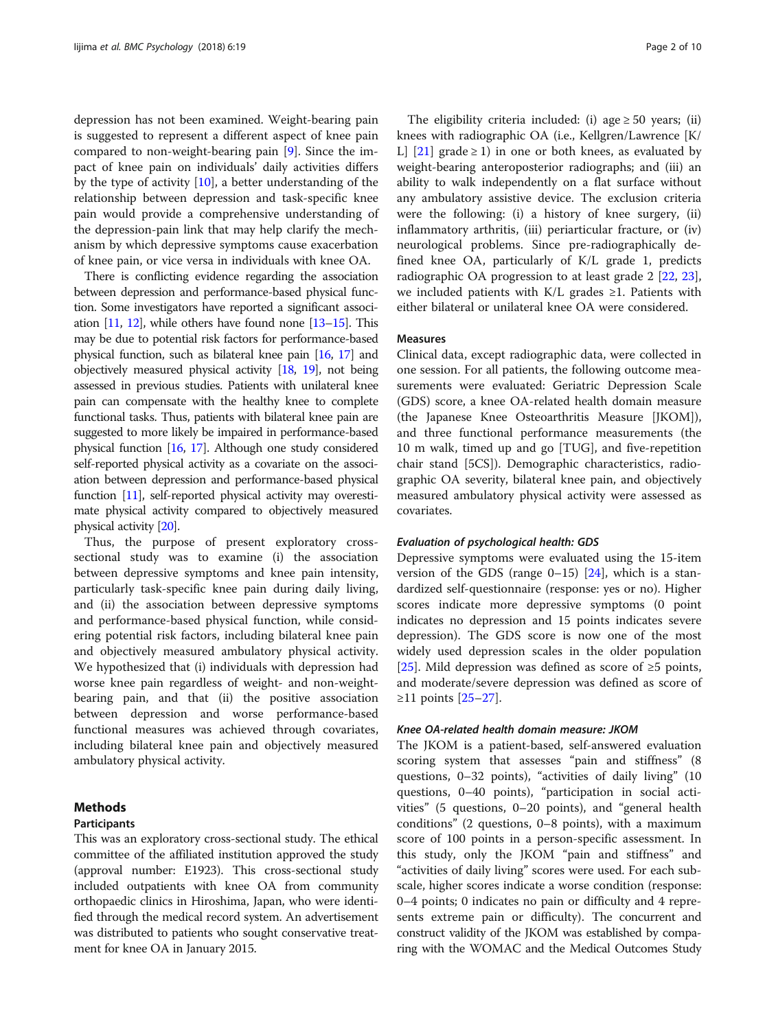depression has not been examined. Weight-bearing pain is suggested to represent a different aspect of knee pain compared to non-weight-bearing pain [9]. Since the impact of knee pain on individuals' daily activities differs by the type of activity [10], a better understanding of the relationship between depression and task-specific knee pain would provide a comprehensive understanding of the depression-pain link that may help clarify the mechanism by which depressive symptoms cause exacerbation of knee pain, or vice versa in individuals with knee OA.

There is conflicting evidence regarding the association between depression and performance-based physical function. Some investigators have reported a significant association [11, 12], while others have found none [13–15]. This may be due to potential risk factors for performance-based physical function, such as bilateral knee pain [16, 17] and objectively measured physical activity [18, 19], not being assessed in previous studies. Patients with unilateral knee pain can compensate with the healthy knee to complete functional tasks. Thus, patients with bilateral knee pain are suggested to more likely be impaired in performance-based physical function [16, 17]. Although one study considered self-reported physical activity as a covariate on the association between depression and performance-based physical function [11], self-reported physical activity may overestimate physical activity compared to objectively measured physical activity [20].

Thus, the purpose of present exploratory cross-sectional study was to examine (i) the association between depressive symptoms and knee pain intensity, particularly task-specific knee pain during daily living, and (ii) the association between depressive symptoms and performance-based physical function, while considering potential risk factors, including bilateral knee pain and objectively measured ambulatory physical activity. We hypothesized that (i) individuals with depression had worse knee pain regardless of weight- and non-weight-bearing pain, and that (ii) the positive association between depression and worse performance-based functional measures was achieved through covariates, including bilateral knee pain and objectively measured ambulatory physical activity.

## Methods

### Participants

This was an exploratory cross-sectional study. The ethical committee of the affiliated institution approved the study (approval number: E1923). This cross-sectional study included outpatients with knee OA from community orthopaedic clinics in Hiroshima, Japan, who were identified through the medical record system. An advertisement was distributed to patients who sought conservative treatment for knee OA in January 2015.

The eligibility criteria included: (i) age ≥ 50 years; (ii) knees with radiographic OA (i.e., Kellgren/Lawrence [K/L] [21] grade ≥ 1) in one or both knees, as evaluated by weight-bearing anteroposterior radiographs; and (iii) an ability to walk independently on a flat surface without any ambulatory assistive device. The exclusion criteria were the following: (i) a history of knee surgery, (ii) inflammatory arthritis, (iii) periarticular fracture, or (iv) neurological problems. Since pre-radiographically defined knee OA, particularly of K/L grade 1, predicts radiographic OA progression to at least grade 2 [22, 23], we included patients with K/L grades ≥1. Patients with either bilateral or unilateral knee OA were considered.

### Measures

Clinical data, except radiographic data, were collected in one session. For all patients, the following outcome measurements were evaluated: Geriatric Depression Scale (GDS) score, a knee OA-related health domain measure (the Japanese Knee Osteoarthritis Measure [JKOM]), and three functional performance measurements (the 10 m walk, timed up and go [TUG], and five-repetition chair stand [5CS]). Demographic characteristics, radiographic OA severity, bilateral knee pain, and objectively measured ambulatory physical activity were assessed as covariates.

#### *Evaluation of psychological health: GDS*

Depressive symptoms were evaluated using the 15-item version of the GDS (range 0–15) [24], which is a standardized self-questionnaire (response: yes or no). Higher scores indicate more depressive symptoms (0 point indicates no depression and 15 points indicates severe depression). The GDS score is now one of the most widely used depression scales in the older population [25]. Mild depression was defined as score of ≥5 points, and moderate/severe depression was defined as score of ≥11 points [25–27].

#### *Knee OA-related health domain measure: JKOM*

The JKOM is a patient-based, self-answered evaluation scoring system that assesses "pain and stiffness" (8 questions, 0–32 points), "activities of daily living" (10 questions, 0–40 points), "participation in social activities" (5 questions, 0–20 points), and "general health conditions" (2 questions, 0–8 points), with a maximum score of 100 points in a person-specific assessment. In this study, only the JKOM "pain and stiffness" and "activities of daily living" scores were used. For each subscale, higher scores indicate a worse condition (response: 0–4 points; 0 indicates no pain or difficulty and 4 represents extreme pain or difficulty). The concurrent and construct validity of the JKOM was established by comparing with the WOMAC and the Medical Outcomes Study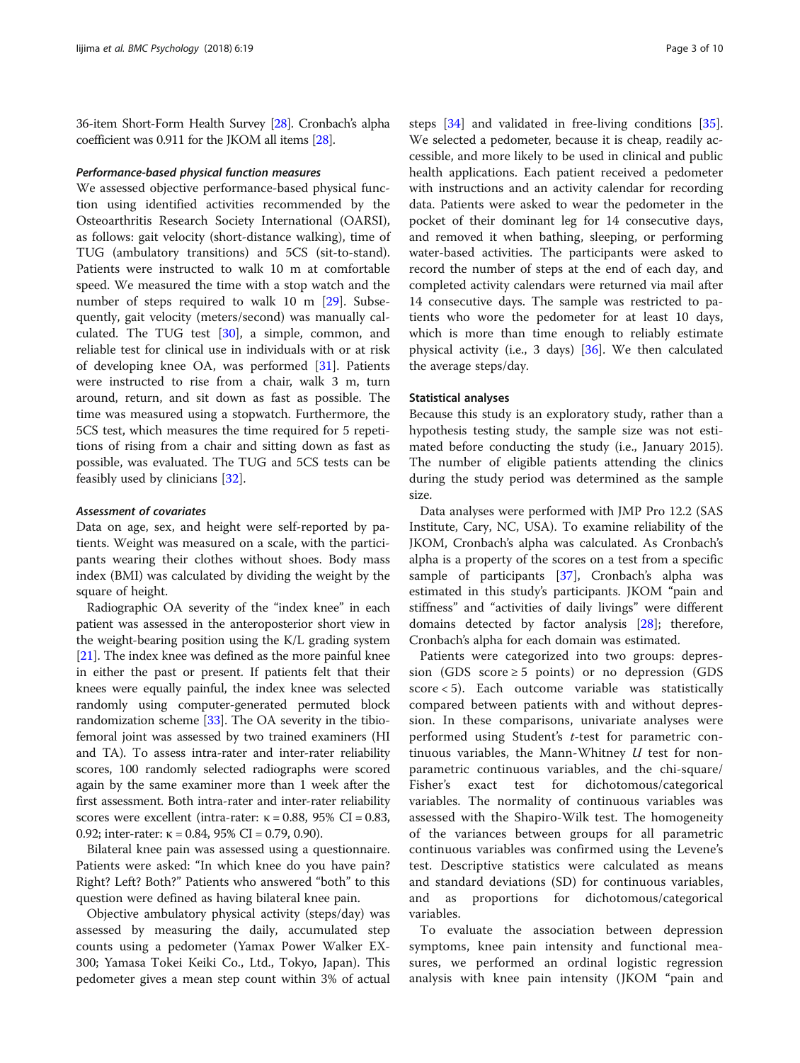36-item Short-Form Health Survey [28]. Cronbach's alpha coefficient was 0.911 for the JKOM all items [28].

#### *Performance-based physical function measures*

We assessed objective performance-based physical function using identified activities recommended by the Osteoarthritis Research Society International (OARSI), as follows: gait velocity (short-distance walking), time of TUG (ambulatory transitions) and 5CS (sit-to-stand). Patients were instructed to walk 10 m at comfortable speed. We measured the time with a stop watch and the number of steps required to walk 10 m [29]. Subsequently, gait velocity (meters/second) was manually calculated. The TUG test [30], a simple, common, and reliable test for clinical use in individuals with or at risk of developing knee OA, was performed [31]. Patients were instructed to rise from a chair, walk 3 m, turn around, return, and sit down as fast as possible. The time was measured using a stopwatch. Furthermore, the 5CS test, which measures the time required for 5 repetitions of rising from a chair and sitting down as fast as possible, was evaluated. The TUG and 5CS tests can be feasibly used by clinicians [32].

#### *Assessment of covariates*

Data on age, sex, and height were self-reported by patients. Weight was measured on a scale, with the participants wearing their clothes without shoes. Body mass index (BMI) was calculated by dividing the weight by the square of height.

Radiographic OA severity of the "index knee" in each patient was assessed in the anteroposterior short view in the weight-bearing position using the K/L grading system [21]. The index knee was defined as the more painful knee in either the past or present. If patients felt that their knees were equally painful, the index knee was selected randomly using computer-generated permuted block randomization scheme [33]. The OA severity in the tibiofemoral joint was assessed by two trained examiners (HI and TA). To assess intra-rater and inter-rater reliability scores, 100 randomly selected radiographs were scored again by the same examiner more than 1 week after the first assessment. Both intra-rater and inter-rater reliability scores were excellent (intra-rater: $\kappa = 0.88$, 95% CI = 0.83, 0.92; inter-rater: $\kappa = 0.84$, 95% CI = 0.79, 0.90).

Bilateral knee pain was assessed using a questionnaire. Patients were asked: "In which knee do you have pain? Right? Left? Both?" Patients who answered "both" to this question were defined as having bilateral knee pain.

Objective ambulatory physical activity (steps/day) was assessed by measuring the daily, accumulated step counts using a pedometer (Yamax Power Walker EX-300; Yamasa Tokei Keiki Co., Ltd., Tokyo, Japan). This pedometer gives a mean step count within 3% of actual steps [34] and validated in free-living conditions [35]. We selected a pedometer, because it is cheap, readily accessible, and more likely to be used in clinical and public health applications. Each patient received a pedometer with instructions and an activity calendar for recording data. Patients were asked to wear the pedometer in the pocket of their dominant leg for 14 consecutive days, and removed it when bathing, sleeping, or performing water-based activities. The participants were asked to record the number of steps at the end of each day, and completed activity calendars were returned via mail after 14 consecutive days. The sample was restricted to patients who wore the pedometer for at least 10 days, which is more than time enough to reliably estimate physical activity (i.e., 3 days) [36]. We then calculated the average steps/day.

### Statistical analyses

Because this study is an exploratory study, rather than a hypothesis testing study, the sample size was not estimated before conducting the study (i.e., January 2015). The number of eligible patients attending the clinics during the study period was determined as the sample size.

Data analyses were performed with JMP Pro 12.2 (SAS Institute, Cary, NC, USA). To examine reliability of the JKOM, Cronbach's alpha was calculated. As Cronbach's alpha is a property of the scores on a test from a specific sample of participants [37], Cronbach's alpha was estimated in this study's participants. JKOM "pain and stiffness" and "activities of daily livings" were different domains detected by factor analysis [28]; therefore, Cronbach's alpha for each domain was estimated.

Patients were categorized into two groups: depression (GDS score ≥ 5 points) or no depression (GDS score < 5). Each outcome variable was statistically compared between patients with and without depression. In these comparisons, univariate analyses were performed using Student's *t*-test for parametric continuous variables, the Mann-Whitney *U* test for non-parametric continuous variables, and the chi-square/Fisher's exact test for dichotomous/categorical variables. The normality of continuous variables was assessed with the Shapiro-Wilk test. The homogeneity of the variances between groups for all parametric continuous variables was confirmed using the Levene's test. Descriptive statistics were calculated as means and standard deviations (SD) for continuous variables, and as proportions for dichotomous/categorical variables.

To evaluate the association between depression symptoms, knee pain intensity and functional measures, we performed an ordinal logistic regression analysis with knee pain intensity (JKOM "pain and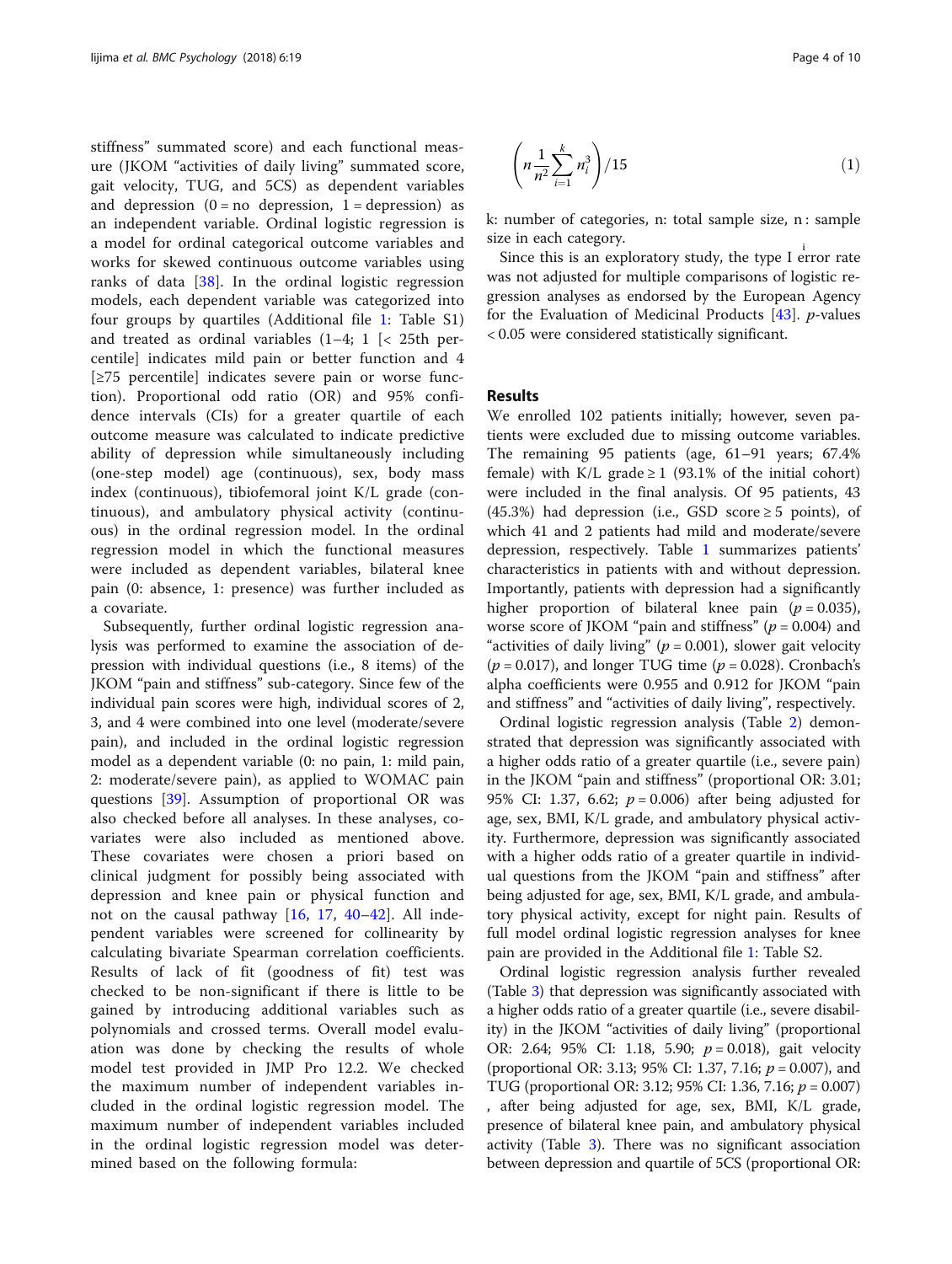stiffness" summated score) and each functional measure (JKOM "activities of daily living" summated score, gait velocity, TUG, and 5CS) as dependent variables and depression (0 = no depression, 1 = depression) as an independent variable. Ordinal logistic regression is a model for ordinal categorical outcome variables and works for skewed continuous outcome variables using ranks of data [38]. In the ordinal logistic regression models, each dependent variable was categorized into four groups by quartiles (Additional file 1: Table S1) and treated as ordinal variables (1–4; 1 [< 25th percentile] indicates mild pain or better function and 4 [≥75 percentile] indicates severe pain or worse function). Proportional odd ratio (OR) and 95% confidence intervals (CIs) for a greater quartile of each outcome measure was calculated to indicate predictive ability of depression while simultaneously including (one-step model) age (continuous), sex, body mass index (continuous), tibiofemoral joint K/L grade (continuous), and ambulatory physical activity (continuous) in the ordinal regression model. In the ordinal regression model in which the functional measures were included as dependent variables, bilateral knee pain (0: absence, 1: presence) was further included as a covariate.

Subsequently, further ordinal logistic regression analysis was performed to examine the association of depression with individual questions (i.e., 8 items) of the JKOM "pain and stiffness" sub-category. Since few of the individual pain scores were high, individual scores of 2, 3, and 4 were combined into one level (moderate/severe pain), and included in the ordinal logistic regression model as a dependent variable (0: no pain, 1: mild pain, 2: moderate/severe pain), as applied to WOMAC pain questions [39]. Assumption of proportional OR was also checked before all analyses. In these analyses, covariates were also included as mentioned above. These covariates were chosen a priori based on clinical judgment for possibly being associated with depression and knee pain or physical function and not on the causal pathway [16, 17, 40–42]. All independent variables were screened for collinearity by calculating bivariate Spearman correlation coefficients. Results of lack of fit (goodness of fit) test was checked to be non-significant if there is little to be gained by introducing additional variables such as polynomials and crossed terms. Overall model evaluation was done by checking the results of whole model test provided in JMP Pro 12.2. We checked the maximum number of independent variables included in the ordinal logistic regression model. The maximum number of independent variables included in the ordinal logistic regression model was determined based on the following formula:

$$\left(n\frac{1}{n^2}\sum_{i=1}^{k}n_i^3\right)/15 \tag{1}$$

k: number of categories, n: total sample size, $n_i$: sample size in each category.

Since this is an exploratory study, the type I error rate was not adjusted for multiple comparisons of logistic regression analyses as endorsed by the European Agency for the Evaluation of Medicinal Products [43]. *p*-values < 0.05 were considered statistically significant.

## Results

We enrolled 102 patients initially; however, seven patients were excluded due to missing outcome variables. The remaining 95 patients (age, 61–91 years; 67.4% female) with K/L grade ≥ 1 (93.1% of the initial cohort) were included in the final analysis. Of 95 patients, 43 (45.3%) had depression (i.e., GSD score ≥ 5 points), of which 41 and 2 patients had mild and moderate/severe depression, respectively. Table 1 summarizes patients' characteristics in patients with and without depression. Importantly, patients with depression had a significantly higher proportion of bilateral knee pain ($p = 0.035$), worse score of JKOM "pain and stiffness" ($p = 0.004$) and "activities of daily living" ($p = 0.001$), slower gait velocity ($p = 0.017$), and longer TUG time ($p = 0.028$). Cronbach's alpha coefficients were 0.955 and 0.912 for JKOM "pain and stiffness" and "activities of daily living", respectively.

Ordinal logistic regression analysis (Table 2) demonstrated that depression was significantly associated with a higher odds ratio of a greater quartile (i.e., severe pain) in the JKOM "pain and stiffness" (proportional OR: 3.01; 95% CI: 1.37, 6.62; $p = 0.006$) after being adjusted for age, sex, BMI, K/L grade, and ambulatory physical activity. Furthermore, depression was significantly associated with a higher odds ratio of a greater quartile in individual questions from the JKOM "pain and stiffness" after being adjusted for age, sex, BMI, K/L grade, and ambulatory physical activity, except for night pain. Results of full model ordinal logistic regression analyses for knee pain are provided in the Additional file 1: Table S2.

Ordinal logistic regression analysis further revealed (Table 3) that depression was significantly associated with a higher odds ratio of a greater quartile (i.e., severe disability) in the JKOM "activities of daily living" (proportional OR: 2.64; 95% CI: 1.18, 5.90; $p = 0.018$), gait velocity (proportional OR: 3.13; 95% CI: 1.37, 7.16; $p = 0.007$), and TUG (proportional OR: 3.12; 95% CI: 1.36, 7.16; $p = 0.007$), after being adjusted for age, sex, BMI, K/L grade, presence of bilateral knee pain, and ambulatory physical activity (Table 3). There was no significant association between depression and quartile of 5CS (proportional OR: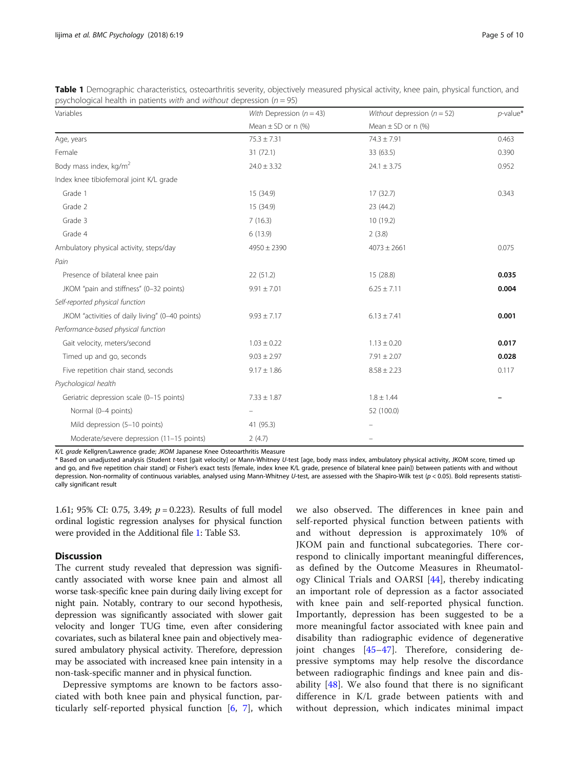**Table 1** Demographic characteristics, osteoarthritis severity, objectively measured physical activity, knee pain, physical function, and psychological health in patients *with* and *without* depression ($n = 95$)

| Variables | *With* Depression ($n = 43$) | *Without* depression ($n = 52$) | *p*-value* |
|---|---|---|---|
| | Mean ± SD or n (%) | Mean ± SD or n (%) | |
| Age, years | 75.3 ± 7.31 | 74.3 ± 7.91 | 0.463 |
| Female | 31 (72.1) | 33 (63.5) | 0.390 |
| Body mass index, kg/m$^2$ | 24.0 ± 3.32 | 24.1 ± 3.75 | 0.952 |
| Index knee tibiofemoral joint K/L grade | | | |
| Grade 1 | 15 (34.9) | 17 (32.7) | 0.343 |
| Grade 2 | 15 (34.9) | 23 (44.2) | |
| Grade 3 | 7 (16.3) | 10 (19.2) | |
| Grade 4 | 6 (13.9) | 2 (3.8) | |
| Ambulatory physical activity, steps/day | 4950 ± 2390 | 4073 ± 2661 | 0.075 |
| *Pain* | | | |
| Presence of bilateral knee pain | 22 (51.2) | 15 (28.8) | **0.035** |
| JKOM "pain and stiffness" (0–32 points) | 9.91 ± 7.01 | 6.25 ± 7.11 | **0.004** |
| *Self-reported physical function* | | | |
| JKOM "activities of daily living" (0–40 points) | 9.93 ± 7.17 | 6.13 ± 7.41 | **0.001** |
| *Performance-based physical function* | | | |
| Gait velocity, meters/second | 1.03 ± 0.22 | 1.13 ± 0.20 | **0.017** |
| Timed up and go, seconds | 9.03 ± 2.97 | 7.91 ± 2.07 | **0.028** |
| Five repetition chair stand, seconds | 9.17 ± 1.86 | 8.58 ± 2.23 | 0.117 |
| *Psychological health* | | | |
| Geriatric depression scale (0–15 points) | 7.33 ± 1.87 | 1.8 ± 1.44 | – |
| Normal (0–4 points) | – | 52 (100.0) | |
| Mild depression (5–10 points) | 41 (95.3) | – | |
| Moderate/severe depression (11–15 points) | 2 (4.7) | – | |

*K/L grade* Kellgren/Lawrence grade; *JKOM* Japanese Knee Osteoarthritis Measure

\* Based on unadjusted analysis (Student *t*-test [gait velocity] or Mann-Whitney *U*-test [age, body mass index, ambulatory physical activity, JKOM score, timed up and go, and five repetition chair stand] or Fisher's exact tests [female, index knee K/L grade, presence of bilateral knee pain]) between patients with and without depression. Non-normality of continuous variables, analysed using Mann-Whitney *U*-test, are assessed with the Shapiro-Wilk test ($p < 0.05$). Bold represents statistically significant result

1.61; 95% CI: 0.75, 3.49; $p = 0.223$). Results of full model ordinal logistic regression analyses for physical function were provided in the Additional file 1: Table S3.

## Discussion

The current study revealed that depression was significantly associated with worse knee pain and almost all worse task-specific knee pain during daily living except for night pain. Notably, contrary to our second hypothesis, depression was significantly associated with slower gait velocity and longer TUG time, even after considering covariates, such as bilateral knee pain and objectively measured ambulatory physical activity. Therefore, depression may be associated with increased knee pain intensity in a non-task-specific manner and in physical function.

Depressive symptoms are known to be factors associated with both knee pain and physical function, particularly self-reported physical function [6, 7], which we also observed. The differences in knee pain and self-reported physical function between patients with and without depression is approximately 10% of JKOM pain and functional subcategories. There correspond to clinically important meaningful differences, as defined by the Outcome Measures in Rheumatology Clinical Trials and OARSI [44], thereby indicating an important role of depression as a factor associated with knee pain and self-reported physical function. Importantly, depression has been suggested to be a more meaningful factor associated with knee pain and disability than radiographic evidence of degenerative joint changes [45–47]. Therefore, considering depressive symptoms may help resolve the discordance between radiographic findings and knee pain and disability [48]. We also found that there is no significant difference in K/L grade between patients with and without depression, which indicates minimal impact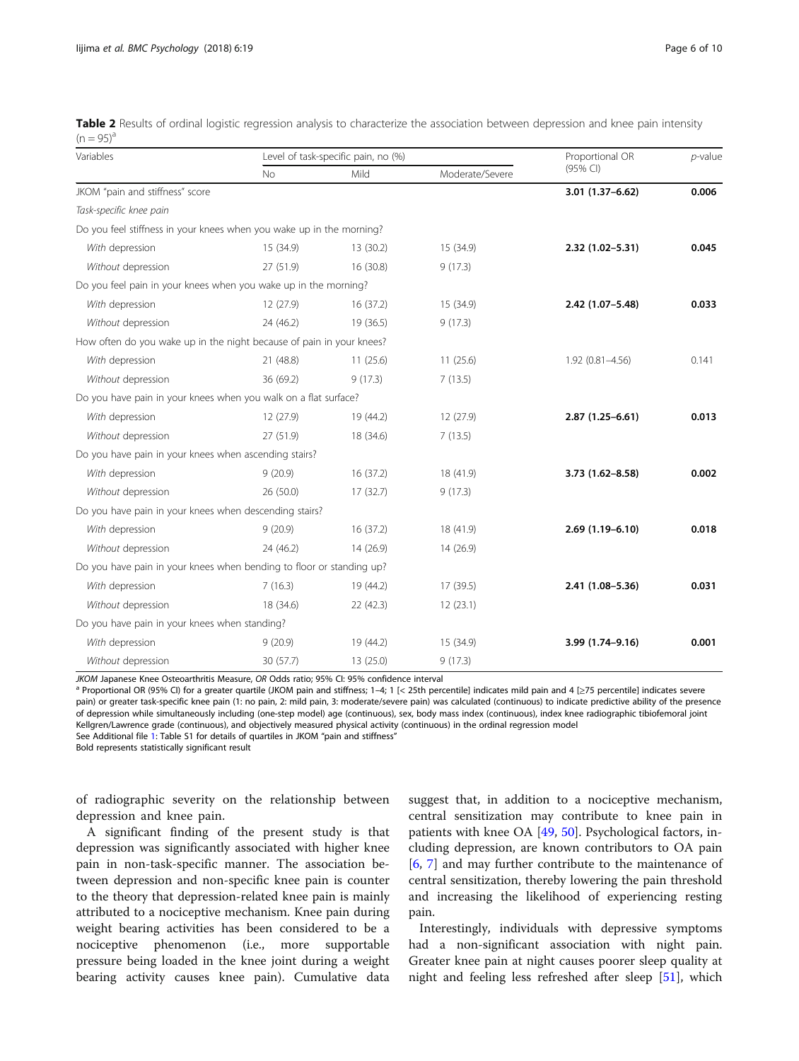**Table 2** Results of ordinal logistic regression analysis to characterize the association between depression and knee pain intensity (n = 95)[a]

| Variables | Level of task-specific pain, no (%) | | | Proportional OR (95% CI) | *p*-value |
|---|---|---|---|---|---|
| | No | Mild | Moderate/Severe | | |
| JKOM "pain and stiffness" score | | | | **3.01 (1.37–6.62)** | **0.006** |
| *Task-specific knee pain* | | | | | |
| Do you feel stiffness in your knees when you wake up in the morning? | | | | | |
| *With* depression | 15 (34.9) | 13 (30.2) | 15 (34.9) | **2.32 (1.02–5.31)** | **0.045** |
| *Without* depression | 27 (51.9) | 16 (30.8) | 9 (17.3) | | |
| Do you feel pain in your knees when you wake up in the morning? | | | | | |
| *With* depression | 12 (27.9) | 16 (37.2) | 15 (34.9) | **2.42 (1.07–5.48)** | **0.033** |
| *Without* depression | 24 (46.2) | 19 (36.5) | 9 (17.3) | | |
| How often do you wake up in the night because of pain in your knees? | | | | | |
| *With* depression | 21 (48.8) | 11 (25.6) | 11 (25.6) | 1.92 (0.81–4.56) | 0.141 |
| *Without* depression | 36 (69.2) | 9 (17.3) | 7 (13.5) | | |
| Do you have pain in your knees when you walk on a flat surface? | | | | | |
| *With* depression | 12 (27.9) | 19 (44.2) | 12 (27.9) | **2.87 (1.25–6.61)** | **0.013** |
| *Without* depression | 27 (51.9) | 18 (34.6) | 7 (13.5) | | |
| Do you have pain in your knees when ascending stairs? | | | | | |
| *With* depression | 9 (20.9) | 16 (37.2) | 18 (41.9) | **3.73 (1.62–8.58)** | **0.002** |
| *Without* depression | 26 (50.0) | 17 (32.7) | 9 (17.3) | | |
| Do you have pain in your knees when descending stairs? | | | | | |
| *With* depression | 9 (20.9) | 16 (37.2) | 18 (41.9) | **2.69 (1.19–6.10)** | **0.018** |
| *Without* depression | 24 (46.2) | 14 (26.9) | 14 (26.9) | | |
| Do you have pain in your knees when bending to floor or standing up? | | | | | |
| *With* depression | 7 (16.3) | 19 (44.2) | 17 (39.5) | **2.41 (1.08–5.36)** | **0.031** |
| *Without* depression | 18 (34.6) | 22 (42.3) | 12 (23.1) | | |
| Do you have pain in your knees when standing? | | | | | |
| *With* depression | 9 (20.9) | 19 (44.2) | 15 (34.9) | **3.99 (1.74–9.16)** | **0.001** |
| *Without* depression | 30 (57.7) | 13 (25.0) | 9 (17.3) | | |

*JKOM* Japanese Knee Osteoarthritis Measure, *OR* Odds ratio; 95% CI: 95% confidence interval

[a] Proportional OR (95% CI) for a greater quartile (JKOM pain and stiffness; 1–4; 1 [< 25th percentile] indicates mild pain and 4 [≥75 percentile] indicates severe pain) or greater task-specific knee pain (1: no pain, 2: mild pain, 3: moderate/severe pain) was calculated (continuous) to indicate predictive ability of the presence of depression while simultaneously including (one-step model) age (continuous), sex, body mass index (continuous), index knee radiographic tibiofemoral joint Kellgren/Lawrence grade (continuous), and objectively measured physical activity (continuous) in the ordinal regression model

See Additional file 1: Table S1 for details of quartiles in JKOM "pain and stiffness"

Bold represents statistically significant result

of radiographic severity on the relationship between depression and knee pain.

A significant finding of the present study is that depression was significantly associated with higher knee pain in non-task-specific manner. The association between depression and non-specific knee pain is counter to the theory that depression-related knee pain is mainly attributed to a nociceptive mechanism. Knee pain during weight bearing activities has been considered to be a nociceptive phenomenon (i.e., more supportable pressure being loaded in the knee joint during a weight bearing activity causes knee pain). Cumulative data suggest that, in addition to a nociceptive mechanism, central sensitization may contribute to knee pain in patients with knee OA [49, 50]. Psychological factors, including depression, are known contributors to OA pain [6, 7] and may further contribute to the maintenance of central sensitization, thereby lowering the pain threshold and increasing the likelihood of experiencing resting pain.

Interestingly, individuals with depressive symptoms had a non-significant association with night pain. Greater knee pain at night causes poorer sleep quality at night and feeling less refreshed after sleep [51], which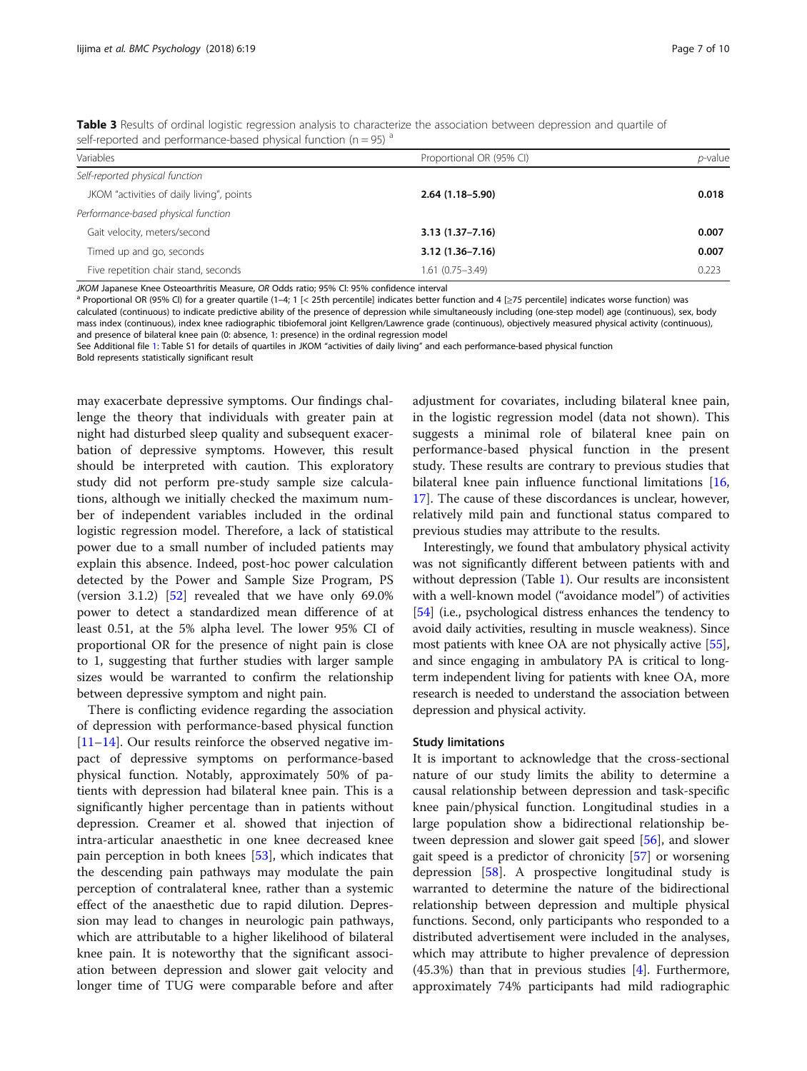**Table 3** Results of ordinal logistic regression analysis to characterize the association between depression and quartile of self-reported and performance-based physical function (n = 95) [a]

| Variables | Proportional OR (95% CI) | *p*-value |
|---|---|---|
| *Self-reported physical function* | | |
| JKOM "activities of daily living", points | **2.64 (1.18–5.90)** | **0.018** |
| *Performance-based physical function* | | |
| Gait velocity, meters/second | **3.13 (1.37–7.16)** | **0.007** |
| Timed up and go, seconds | **3.12 (1.36–7.16)** | **0.007** |
| Five repetition chair stand, seconds | 1.61 (0.75–3.49) | 0.223 |

*JKOM* Japanese Knee Osteoarthritis Measure, *OR* Odds ratio; 95% CI: 95% confidence interval

[a] Proportional OR (95% CI) for a greater quartile (1–4; 1 [< 25th percentile] indicates better function and 4 [≥75 percentile] indicates worse function) was calculated (continuous) to indicate predictive ability of the presence of depression while simultaneously including (one-step model) age (continuous), sex, body mass index (continuous), index knee radiographic tibiofemoral joint Kellgren/Lawrence grade (continuous), objectively measured physical activity (continuous), and presence of bilateral knee pain (0: absence, 1: presence) in the ordinal regression model

See Additional file 1: Table S1 for details of quartiles in JKOM "activities of daily living" and each performance-based physical function

Bold represents statistically significant result

may exacerbate depressive symptoms. Our findings challenge the theory that individuals with greater pain at night had disturbed sleep quality and subsequent exacerbation of depressive symptoms. However, this result should be interpreted with caution. This exploratory study did not perform pre-study sample size calculations, although we initially checked the maximum number of independent variables included in the ordinal logistic regression model. Therefore, a lack of statistical power due to a small number of included patients may explain this absence. Indeed, post-hoc power calculation detected by the Power and Sample Size Program, PS (version 3.1.2) [52] revealed that we have only 69.0% power to detect a standardized mean difference of at least 0.51, at the 5% alpha level. The lower 95% CI of proportional OR for the presence of night pain is close to 1, suggesting that further studies with larger sample sizes would be warranted to confirm the relationship between depressive symptom and night pain.

There is conflicting evidence regarding the association of depression with performance-based physical function [11–14]. Our results reinforce the observed negative impact of depressive symptoms on performance-based physical function. Notably, approximately 50% of patients with depression had bilateral knee pain. This is a significantly higher percentage than in patients without depression. Creamer et al. showed that injection of intra-articular anaesthetic in one knee decreased knee pain perception in both knees [53], which indicates that the descending pain pathways may modulate the pain perception of contralateral knee, rather than a systemic effect of the anaesthetic due to rapid dilution. Depression may lead to changes in neurologic pain pathways, which are attributable to a higher likelihood of bilateral knee pain. It is noteworthy that the significant association between depression and slower gait velocity and longer time of TUG were comparable before and after adjustment for covariates, including bilateral knee pain, in the logistic regression model (data not shown). This suggests a minimal role of bilateral knee pain on performance-based physical function in the present study. These results are contrary to previous studies that bilateral knee pain influence functional limitations [16, 17]. The cause of these discordances is unclear, however, relatively mild pain and functional status compared to previous studies may attribute to the results.

Interestingly, we found that ambulatory physical activity was not significantly different between patients with and without depression (Table 1). Our results are inconsistent with a well-known model ("avoidance model") of activities [54] (i.e., psychological distress enhances the tendency to avoid daily activities, resulting in muscle weakness). Since most patients with knee OA are not physically active [55], and since engaging in ambulatory PA is critical to long-term independent living for patients with knee OA, more research is needed to understand the association between depression and physical activity.

### Study limitations

It is important to acknowledge that the cross-sectional nature of our study limits the ability to determine a causal relationship between depression and task-specific knee pain/physical function. Longitudinal studies in a large population show a bidirectional relationship between depression and slower gait speed [56], and slower gait speed is a predictor of chronicity [57] or worsening depression [58]. A prospective longitudinal study is warranted to determine the nature of the bidirectional relationship between depression and multiple physical functions. Second, only participants who responded to a distributed advertisement were included in the analyses, which may attribute to higher prevalence of depression (45.3%) than that in previous studies [4]. Furthermore, approximately 74% participants had mild radiographic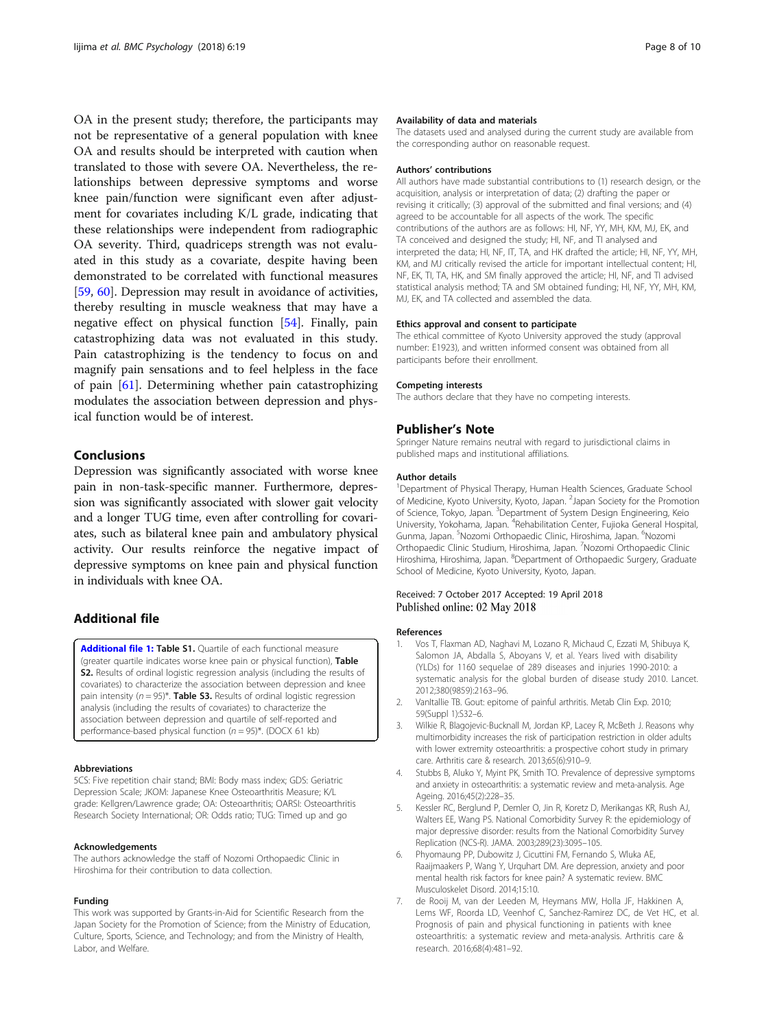OA in the present study; therefore, the participants may not be representative of a general population with knee OA and results should be interpreted with caution when translated to those with severe OA. Nevertheless, the relationships between depressive symptoms and worse knee pain/function were significant even after adjustment for covariates including K/L grade, indicating that these relationships were independent from radiographic OA severity. Third, quadriceps strength was not evaluated in this study as a covariate, despite having been demonstrated to be correlated with functional measures [59, 60]. Depression may result in avoidance of activities, thereby resulting in muscle weakness that may have a negative effect on physical function [54]. Finally, pain catastrophizing data was not evaluated in this study. Pain catastrophizing is the tendency to focus on and magnify pain sensations and to feel helpless in the face of pain [61]. Determining whether pain catastrophizing modulates the association between depression and physical function would be of interest.

## Conclusions

Depression was significantly associated with worse knee pain in non-task-specific manner. Furthermore, depression was significantly associated with slower gait velocity and a longer TUG time, even after controlling for covariates, such as bilateral knee pain and ambulatory physical activity. Our results reinforce the negative impact of depressive symptoms on knee pain and physical function in individuals with knee OA.

## Additional file

**Additional file 1: Table S1.** Quartile of each functional measure (greater quartile indicates worse knee pain or physical function), **Table S2.** Results of ordinal logistic regression analysis (including the results of covariates) to characterize the association between depression and knee pain intensity ($n = 95$)*. **Table S3.** Results of ordinal logistic regression analysis (including the results of covariates) to characterize the association between depression and quartile of self-reported and performance-based physical function ($n = 95$)*. (DOCX 61 kb)

#### Abbreviations

5CS: Five repetition chair stand; BMI: Body mass index; GDS: Geriatric Depression Scale; JKOM: Japanese Knee Osteoarthritis Measure; K/L grade: Kellgren/Lawrence grade; OA: Osteoarthritis; OARSI: Osteoarthritis Research Society International; OR: Odds ratio; TUG: Timed up and go

#### Acknowledgements

The authors acknowledge the staff of Nozomi Orthopaedic Clinic in Hiroshima for their contribution to data collection.

#### Funding

This work was supported by Grants-in-Aid for Scientific Research from the Japan Society for the Promotion of Science; from the Ministry of Education, Culture, Sports, Science, and Technology; and from the Ministry of Health, Labor, and Welfare.

#### Availability of data and materials

The datasets used and analysed during the current study are available from the corresponding author on reasonable request.

#### Authors' contributions

All authors have made substantial contributions to (1) research design, or the acquisition, analysis or interpretation of data; (2) drafting the paper or revising it critically; (3) approval of the submitted and final versions; and (4) agreed to be accountable for all aspects of the work. The specific contributions of the authors are as follows: HI, NF, YY, MH, KM, MJ, EK, and TA conceived and designed the study; HI, NF, and TI analysed and interpreted the data; HI, NF, IT, TA, and HK drafted the article; HI, NF, YY, MH, KM, and MJ critically revised the article for important intellectual content; HI, NF, EK, TI, TA, HK, and SM finally approved the article; HI, NF, and TI advised statistical analysis method; TA and SM obtained funding; HI, NF, YY, MH, KM, MJ, EK, and TA collected and assembled the data.

#### Ethics approval and consent to participate

The ethical committee of Kyoto University approved the study (approval number: E1923), and written informed consent was obtained from all participants before their enrollment.

#### Competing interests

The authors declare that they have no competing interests.

## Publisher's Note

Springer Nature remains neutral with regard to jurisdictional claims in published maps and institutional affiliations.

#### Author details

[1]Department of Physical Therapy, Human Health Sciences, Graduate School of Medicine, Kyoto University, Kyoto, Japan. [2]Japan Society for the Promotion of Science, Tokyo, Japan. [3]Department of System Design Engineering, Keio University, Yokohama, Japan. [4]Rehabilitation Center, Fujioka General Hospital, Gunma, Japan. [5]Nozomi Orthopaedic Clinic, Hiroshima, Japan. [6]Nozomi Orthopaedic Clinic Studium, Hiroshima, Japan. [7]Nozomi Orthopaedic Clinic Hiroshima, Hiroshima, Japan. [8]Department of Orthopaedic Surgery, Graduate School of Medicine, Kyoto University, Kyoto, Japan.

Received: 7 October 2017 Accepted: 19 April 2018
Published online: 02 May 2018

#### References

1. Vos T, Flaxman AD, Naghavi M, Lozano R, Michaud C, Ezzati M, Shibuya K, Salomon JA, Abdalla S, Aboyans V, et al. Years lived with disability (YLDs) for 1160 sequelae of 289 diseases and injuries 1990-2010: a systematic analysis for the global burden of disease study 2010. Lancet. 2012;380(9859):2163–96.
2. VanItallie TB. Gout: epitome of painful arthritis. Metab Clin Exp. 2010; 59(Suppl 1):S32–6.
3. Wilkie R, Blagojevic-Bucknall M, Jordan KP, Lacey R, McBeth J. Reasons why multimorbidity increases the risk of participation restriction in older adults with lower extremity osteoarthritis: a prospective cohort study in primary care. Arthritis care & research. 2013;65(6):910–9.
4. Stubbs B, Aluko Y, Myint PK, Smith TO. Prevalence of depressive symptoms and anxiety in osteoarthritis: a systematic review and meta-analysis. Age Ageing. 2016;45(2):228–35.
5. Kessler RC, Berglund P, Demler O, Jin R, Koretz D, Merikangas KR, Rush AJ, Walters EE, Wang PS. National Comorbidity Survey R: the epidemiology of major depressive disorder: results from the National Comorbidity Survey Replication (NCS-R). JAMA. 2003;289(23):3095–105.
6. Phyomaung PP, Dubowitz J, Cicuttini FM, Fernando S, Wluka AE, Raaijmaakers P, Wang Y, Urquhart DM. Are depression, anxiety and poor mental health risk factors for knee pain? A systematic review. BMC Musculoskelet Disord. 2014;15:10.
7. de Rooij M, van der Leeden M, Heymans MW, Holla JF, Hakkinen A, Lems WF, Roorda LD, Veenhof C, Sanchez-Ramirez DC, de Vet HC, et al. Prognosis of pain and physical functioning in patients with knee osteoarthritis: a systematic review and meta-analysis. Arthritis care & research. 2016;68(4):481–92.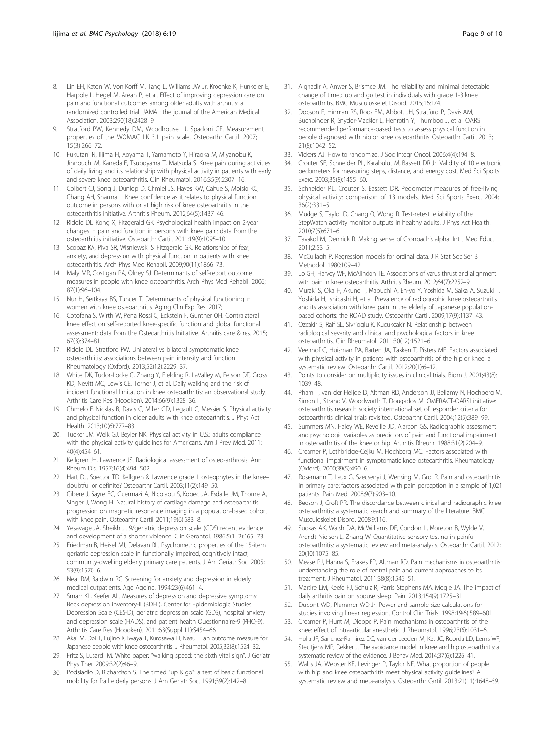8. Lin EH, Katon W, Von Korff M, Tang L, Williams JW Jr, Kroenke K, Hunkeler E, Harpole L, Hegel M, Arean P, et al. Effect of improving depression care on pain and functional outcomes among older adults with arthritis: a randomized controlled trial. JAMA : the journal of the American Medical Association. 2003;290(18):2428–9.
9. Stratford PW, Kennedy DM, Woodhouse LJ, Spadoni GF. Measurement properties of the WOMAC LK 3.1 pain scale. Osteoarthr Cartil. 2007; 15(3):266–72.
10. Fukutani N, Iijima H, Aoyama T, Yamamoto Y, Hiraoka M, Miyanobu K, Jinnouchi M, Kaneda E, Tsuboyama T, Matsuda S. Knee pain during activities of daily living and its relationship with physical activity in patients with early and severe knee osteoarthritis. Clin Rheumatol. 2016;35(9):2307–16.
11. Colbert CJ, Song J, Dunlop D, Chmiel JS, Hayes KW, Cahue S, Moisio KC, Chang AH, Sharma L. Knee confidence as it relates to physical function outcome in persons with or at high risk of knee osteoarthritis in the osteoarthritis initiative. Arthritis Rheum. 2012;64(5):1437–46.
12. Riddle DL, Kong X, Fitzgerald GK. Psychological health impact on 2-year changes in pain and function in persons with knee pain: data from the osteoarthritis initiative. Osteoarthr Cartil. 2011;19(9):1095–101.
13. Scopaz KA, Piva SR, Wisniewski S, Fitzgerald GK. Relationships of fear, anxiety, and depression with physical function in patients with knee osteoarthritis. Arch Phys Med Rehabil. 2009;90(11):1866–73.
14. Maly MR, Costigan PA, Olney SJ. Determinants of self-report outcome measures in people with knee osteoarthritis. Arch Phys Med Rehabil. 2006; 87(1):96–104.
15. Nur H, Sertkaya BS, Tuncer T. Determinants of physical functioning in women with knee osteoarthritis. Aging Clin Exp Res. 2017;
16. Cotofana S, Wirth W, Pena Rossi C, Eckstein F, Gunther OH. Contralateral knee effect on self-reported knee-specific function and global functional assessment: data from the Osteoarthritis Initiative. Arthritis care & res. 2015; 67(3):374–81.
17. Riddle DL, Stratford PW. Unilateral vs bilateral symptomatic knee osteoarthritis: associations between pain intensity and function. Rheumatology (Oxford). 2013;52(12):2229–37.
18. White DK, Tudor-Locke C, Zhang Y, Fielding R, LaValley M, Felson DT, Gross KD, Nevitt MC, Lewis CE, Torner J, et al. Daily walking and the risk of incident functional limitation in knee osteoarthritis: an observational study. Arthritis Care Res (Hoboken). 2014;66(9):1328–36.
19. Chmelo E, Nicklas B, Davis C, Miller GD, Legault C, Messier S. Physical activity and physical function in older adults with knee osteoarthritis. J Phys Act Health. 2013;10(6):777–83.
20. Tucker JM, Welk GJ, Beyler NK. Physical activity in U.S.: adults compliance with the physical activity guidelines for Americans. Am J Prev Med. 2011; 40(4):454–61.
21. Kellgren JH, Lawrence JS. Radiological assessment of osteo-arthrosis. Ann Rheum Dis. 1957;16(4):494–502.
22. Hart DJ, Spector TD. Kellgren & Lawrence grade 1 osteophytes in the knee–doubtful or definite? Osteoarthr Cartil. 2003;11(2):149–50.
23. Cibere J, Sayre EC, Guermazi A, Nicolaou S, Kopec JA, Esdaile JM, Thorne A, Singer J, Wong H. Natural history of cartilage damage and osteoarthritis progression on magnetic resonance imaging in a population-based cohort with knee pain. Osteoarthr Cartil. 2011;19(6):683–8.
24. Yesavage JA, Sheikh JI. 9/geriatric depression scale (GDS) recent evidence and development of a shorter violence. Clin Gerontol. 1986;5(1–2):165–73.
25. Friedman B, Heisel MJ, Delavan RL. Psychometric properties of the 15-item geriatric depression scale in functionally impaired, cognitively intact, community-dwelling elderly primary care patients. J Am Geriatr Soc. 2005; 53(9):1570–6.
26. Neal RM, Baldwin RC. Screening for anxiety and depression in elderly medical outpatients. Age Ageing. 1994;23(6):461–4.
27. Smarr KL, Keefer AL. Measures of depression and depressive symptoms: Beck depression inventory-II (BDI-II), Center for Epidemiologic Studies Depression Scale (CES-D), geriatric depression scale (GDS), hospital anxiety and depression scale (HADS), and patient health Questionnaire-9 (PHQ-9). Arthritis Care Res (Hoboken). 2011;63(Suppl 11):S454–66.
28. Akai M, Doi T, Fujino K, Iwaya T, Kurosawa H, Nasu T. an outcome measure for Japanese people with knee osteoarthritis. J Rheumatol. 2005;32(8):1524–32.
29. Fritz S, Lusardi M. White paper: "walking speed: the sixth vital sign". J Geriatr Phys Ther. 2009;32(2):46–9.
30. Podsiadlo D, Richardson S. The timed "up & go": a test of basic functional mobility for frail elderly persons. J Am Geriatr Soc. 1991;39(2):142–8.
31. Alghadir A, Anwer S, Brismee JM. The reliability and minimal detectable change of timed up and go test in individuals with grade 1-3 knee osteoarthritis. BMC Musculoskelet Disord. 2015;16:174.
32. Dobson F, Hinman RS, Roos EM, Abbott JH, Stratford P, Davis AM, Buchbinder R, Snyder-Mackler L, Henrotin Y, Thumboo J, et al. OARSI recommended performance-based tests to assess physical function in people diagnosed with hip or knee osteoarthritis. Osteoarthr Cartil. 2013; 21(8):1042–52.
33. Vickers AJ. How to randomize. J Soc Integr Oncol. 2006;4(4):194–8.
34. Crouter SE, Schneider PL, Karabulut M, Bassett DR Jr. Validity of 10 electronic pedometers for measuring steps, distance, and energy cost. Med Sci Sports Exerc. 2003;35(8):1455–60.
35. Schneider PL, Crouter S, Bassett DR. Pedometer measures of free-living physical activity: comparison of 13 models. Med Sci Sports Exerc. 2004; 36(2):331–5.
36. Mudge S, Taylor D, Chang O, Wong R. Test-retest reliability of the StepWatch activity monitor outputs in healthy adults. J Phys Act Health. 2010;7(5):671–6.
37. Tavakol M, Dennick R. Making sense of Cronbach's alpha. Int J Med Educ. 2011;2:53–5.
38. McCullagh P. Regression models for ordinal data. J R Stat Soc Ser B Methodol. 1980:109–42.
39. Lo GH, Harvey WF, McAlindon TE. Associations of varus thrust and alignment with pain in knee osteoarthritis. Arthritis Rheum. 2012;64(7):2252–9.
40. Muraki S, Oka H, Akune T, Mabuchi A, En-yo Y, Yoshida M, Saika A, Suzuki T, Yoshida H, Ishibashi H, et al. Prevalence of radiographic knee osteoarthritis and its association with knee pain in the elderly of Japanese population-based cohorts: the ROAD study. Osteoarthr Cartil. 2009;17(9):1137–43.
41. Ozcakir S, Raif SL, Sivrioglu K, Kucukcakir N. Relationship between radiological severity and clinical and psychological factors in knee osteoarthritis. Clin Rheumatol. 2011;30(12):1521–6.
42. Veenhof C, Huisman PA, Barten JA, Takken T, Pisters MF. Factors associated with physical activity in patients with osteoarthritis of the hip or knee: a systematic review. Osteoarthr Cartil. 2012;20(1):6–12.
43. Points to consider on multiplicity issues in clinical trials. Biom J. 2001;43(8): 1039–48.
44. Pham T, van der Heijde D, Altman RD, Anderson JJ, Bellamy N, Hochberg M, Simon L, Strand V, Woodworth T, Dougados M. OMERACT-OARSI initiative: osteoarthritis research society international set of responder criteria for osteoarthritis clinical trials revisited. Osteoarthr Cartil. 2004;12(5):389–99.
45. Summers MN, Haley WE, Reveille JD, Alarcon GS. Radiographic assessment and psychologic variables as predictors of pain and functional impairment in osteoarthritis of the knee or hip. Arthritis Rheum. 1988;31(2):204–9.
46. Creamer P, Lethbridge-Cejku M, Hochberg MC. Factors associated with functional impairment in symptomatic knee osteoarthritis. Rheumatology (Oxford). 2000;39(5):490–6.
47. Rosemann T, Laux G, Szecsenyi J, Wensing M, Grol R. Pain and osteoarthritis in primary care: factors associated with pain perception in a sample of 1,021 patients. Pain Med. 2008;9(7):903–10.
48. Bedson J, Croft PR. The discordance between clinical and radiographic knee osteoarthritis: a systematic search and summary of the literature. BMC Musculoskelet Disord. 2008;9:116.
49. Suokas AK, Walsh DA, McWilliams DF, Condon L, Moreton B, Wylde V, Arendt-Nielsen L, Zhang W. Quantitative sensory testing in painful osteoarthritis: a systematic review and meta-analysis. Osteoarthr Cartil. 2012; 20(10):1075–85.
50. Mease PJ, Hanna S, Frakes EP, Altman RD. Pain mechanisms in osteoarthritis: understanding the role of central pain and current approaches to its treatment. J Rheumatol. 2011;38(8):1546–51.
51. Martire LM, Keefe FJ, Schulz R, Parris Stephens MA, Mogle JA. The impact of daily arthritis pain on spouse sleep. Pain. 2013;154(9):1725–31.
52. Dupont WD, Plummer WD Jr. Power and sample size calculations for studies involving linear regression. Control Clin Trials. 1998;19(6):589–601.
53. Creamer P, Hunt M, Dieppe P. Pain mechanisms in osteoarthritis of the knee: effect of intraarticular anesthetic. J Rheumatol. 1996;23(6):1031–6.
54. Holla JF, Sanchez-Ramirez DC, van der Leeden M, Ket JC, Roorda LD, Lems WF, Steultjens MP, Dekker J. The avoidance model in knee and hip osteoarthritis: a systematic review of the evidence. J Behav Med. 2014;37(6):1226–41.
55. Wallis JA, Webster KE, Levinger P, Taylor NF. What proportion of people with hip and knee osteoarthritis meet physical activity guidelines? A systematic review and meta-analysis. Osteoarthr Cartil. 2013;21(11):1648–59.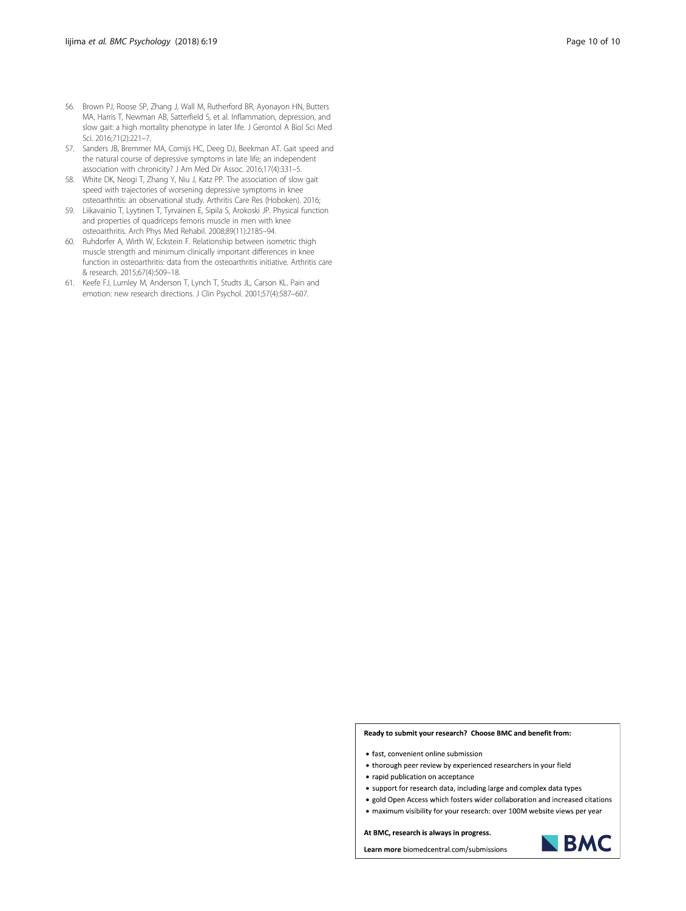56. Brown PJ, Roose SP, Zhang J, Wall M, Rutherford BR, Ayonayon HN, Butters MA, Harris T, Newman AB, Satterfield S, et al. Inflammation, depression, and slow gait: a high mortality phenotype in later life. J Gerontol A Biol Sci Med Sci. 2016;71(2):221–7.
57. Sanders JB, Bremmer MA, Comijs HC, Deeg DJ, Beekman AT. Gait speed and the natural course of depressive symptoms in late life; an independent association with chronicity? J Am Med Dir Assoc. 2016;17(4):331–5.
58. White DK, Neogi T, Zhang Y, Niu J, Katz PP. The association of slow gait speed with trajectories of worsening depressive symptoms in knee osteoarthritis: an observational study. Arthritis Care Res (Hoboken). 2016;
59. Liikavainio T, Lyytinen T, Tyrvainen E, Sipila S, Arokoski JP. Physical function and properties of quadriceps femoris muscle in men with knee osteoarthritis. Arch Phys Med Rehabil. 2008;89(11):2185–94.
60. Ruhdorfer A, Wirth W, Eckstein F. Relationship between isometric thigh muscle strength and minimum clinically important differences in knee function in osteoarthritis: data from the osteoarthritis initiative. Arthritis care & research. 2015;67(4):509–18.
61. Keefe FJ, Lumley M, Anderson T, Lynch T, Studts JL, Carson KL. Pain and emotion: new research directions. J Clin Psychol. 2001;57(4):587–607.

**Ready to submit your research? Choose BMC and benefit from:**

- fast, convenient online submission
- thorough peer review by experienced researchers in your field
- rapid publication on acceptance
- support for research data, including large and complex data types
- gold Open Access which fosters wider collaboration and increased citations
- maximum visibility for your research: over 100M website views per year

**At BMC, research is always in progress.**

**Learn more** biomedcentral.com/submissions

BMC